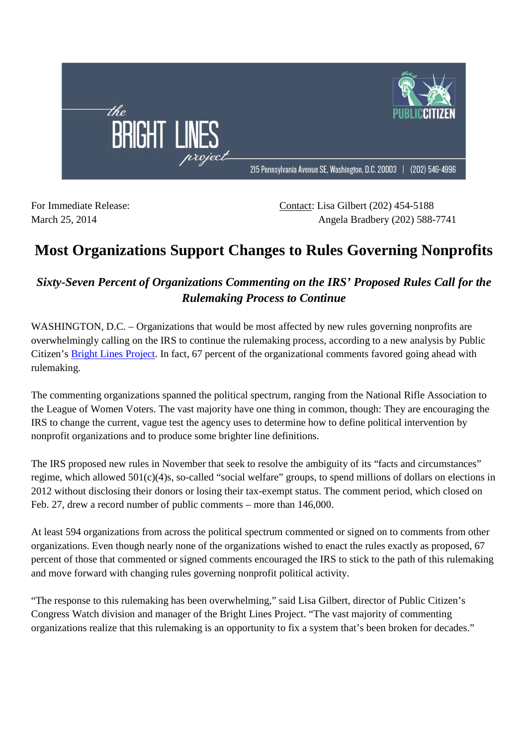the BRIGHT LINES project

PUBLIC CITIZEN

215 Pennsylvania Avenue SE, Washington, D.C. 20003 | (202) 546-4996

For Immediate Release:
March 25, 2014

Contact: Lisa Gilbert (202) 454-5188
Angela Bradbery (202) 588-7741

# Most Organizations Support Changes to Rules Governing Nonprofits

## *Sixty-Seven Percent of Organizations Commenting on the IRS' Proposed Rules Call for the Rulemaking Process to Continue*

WASHINGTON, D.C. – Organizations that would be most affected by new rules governing nonprofits are overwhelmingly calling on the IRS to continue the rulemaking process, according to a new analysis by Public Citizen's Bright Lines Project. In fact, 67 percent of the organizational comments favored going ahead with rulemaking.

The commenting organizations spanned the political spectrum, ranging from the National Rifle Association to the League of Women Voters. The vast majority have one thing in common, though: They are encouraging the IRS to change the current, vague test the agency uses to determine how to define political intervention by nonprofit organizations and to produce some brighter line definitions.

The IRS proposed new rules in November that seek to resolve the ambiguity of its "facts and circumstances" regime, which allowed 501(c)(4)s, so-called "social welfare" groups, to spend millions of dollars on elections in 2012 without disclosing their donors or losing their tax-exempt status. The comment period, which closed on Feb. 27, drew a record number of public comments – more than 146,000.

At least 594 organizations from across the political spectrum commented or signed on to comments from other organizations. Even though nearly none of the organizations wished to enact the rules exactly as proposed, 67 percent of those that commented or signed comments encouraged the IRS to stick to the path of this rulemaking and move forward with changing rules governing nonprofit political activity.

"The response to this rulemaking has been overwhelming," said Lisa Gilbert, director of Public Citizen's Congress Watch division and manager of the Bright Lines Project. "The vast majority of commenting organizations realize that this rulemaking is an opportunity to fix a system that's been broken for decades."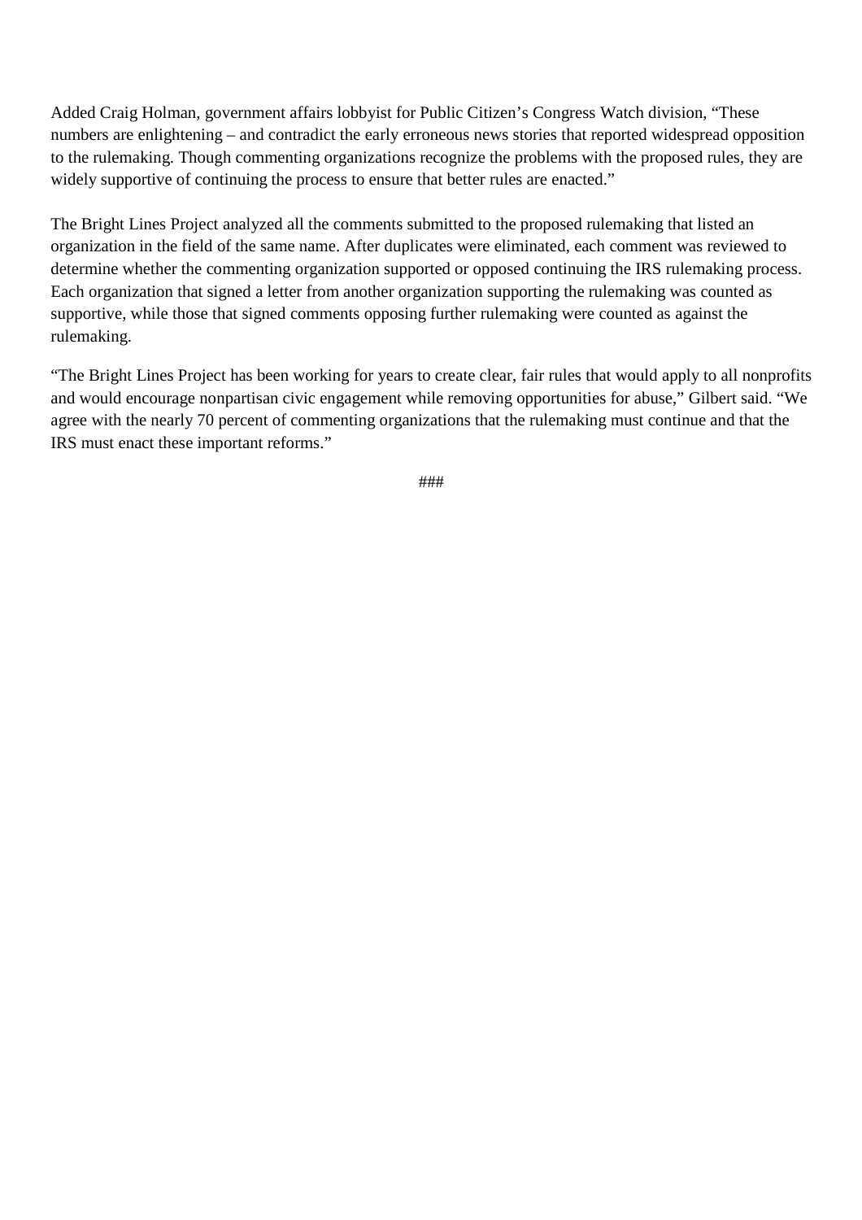Added Craig Holman, government affairs lobbyist for Public Citizen's Congress Watch division, "These numbers are enlightening – and contradict the early erroneous news stories that reported widespread opposition to the rulemaking. Though commenting organizations recognize the problems with the proposed rules, they are widely supportive of continuing the process to ensure that better rules are enacted."

The Bright Lines Project analyzed all the comments submitted to the proposed rulemaking that listed an organization in the field of the same name. After duplicates were eliminated, each comment was reviewed to determine whether the commenting organization supported or opposed continuing the IRS rulemaking process. Each organization that signed a letter from another organization supporting the rulemaking was counted as supportive, while those that signed comments opposing further rulemaking were counted as against the rulemaking.

"The Bright Lines Project has been working for years to create clear, fair rules that would apply to all nonprofits and would encourage nonpartisan civic engagement while removing opportunities for abuse," Gilbert said. "We agree with the nearly 70 percent of commenting organizations that the rulemaking must continue and that the IRS must enact these important reforms."

###